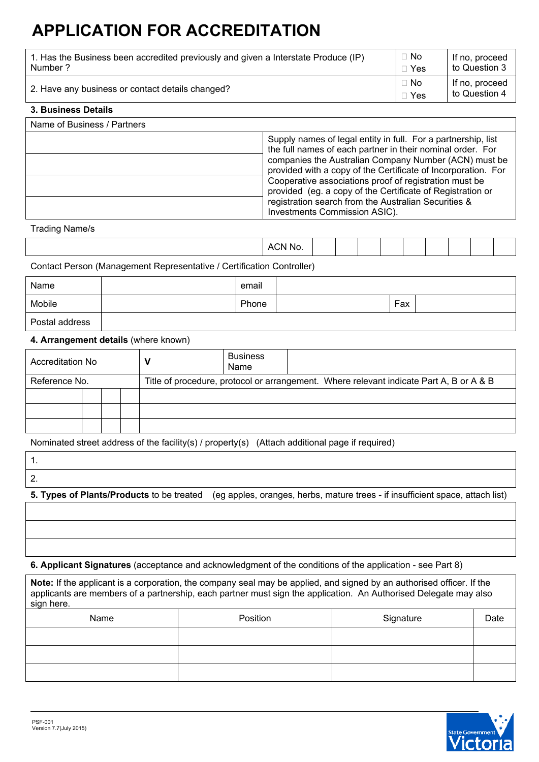# APPLICATION FOR ACCREDITATION

| | | |
|---|---|---|
| 1. Has the Business been accredited previously and given a Interstate Produce (IP) Number ? | ☐ No<br>☐ Yes | If no, proceed to Question 3 |
| 2. Have any business or contact details changed? | ☐ No<br>☐ Yes | If no, proceed to Question 4 |

### 3. Business Details

| Name of Business / Partners | |
|---|---|
| | Supply names of legal entity in full. For a partnership, list the full names of each partner in their nominal order. For companies the Australian Company Number (ACN) must be provided with a copy of the Certificate of Incorporation. For Cooperative associations proof of registration must be provided (eg. a copy of the Certificate of Registration or registration search from the Australian Securities & Investments Commission ASIC). |
| | |
| | |
| | |

Trading Name/s

| | ACN No. | | | | | | | | | |
|---|---|---|---|---|---|---|---|---|---|---|

Contact Person (Management Representative / Certification Controller)

| | | | | | |
|---|---|---|---|---|---|
| Name | | email | | | |
| Mobile | | Phone | | Fax | |
| Postal address | | | | | |

### 4. Arrangement details (where known)

| | | | | | |
|---|---|---|---|---|---|
| Accreditation No | | | | **V** | Business Name |
| Reference No. | | | | Title of procedure, protocol or arrangement. Where relevant indicate Part A, B or A & B | |
| | | | | | |
| | | | | | |
| | | | | | |

Nominated street address of the facility(s) / property(s) (Attach additional page if required)

| |
|---|
| 1. |
| 2. |

**5. Types of Plants/Products** to be treated (eg apples, oranges, herbs, mature trees - if insufficient space, attach list)

| |
|---|
| |
| |
| |

**6. Applicant Signatures** (acceptance and acknowledgment of the conditions of the application - see Part 8)

**Note:** If the applicant is a corporation, the company seal may be applied, and signed by an authorised officer. If the applicants are members of a partnership, each partner must sign the application. An Authorised Delegate may also sign here.

| Name | Position | Signature | Date |
|---|---|---|---|
| | | | |
| | | | |
| | | | |

PSF-001
Version 7.7(July 2015)

State Government Victoria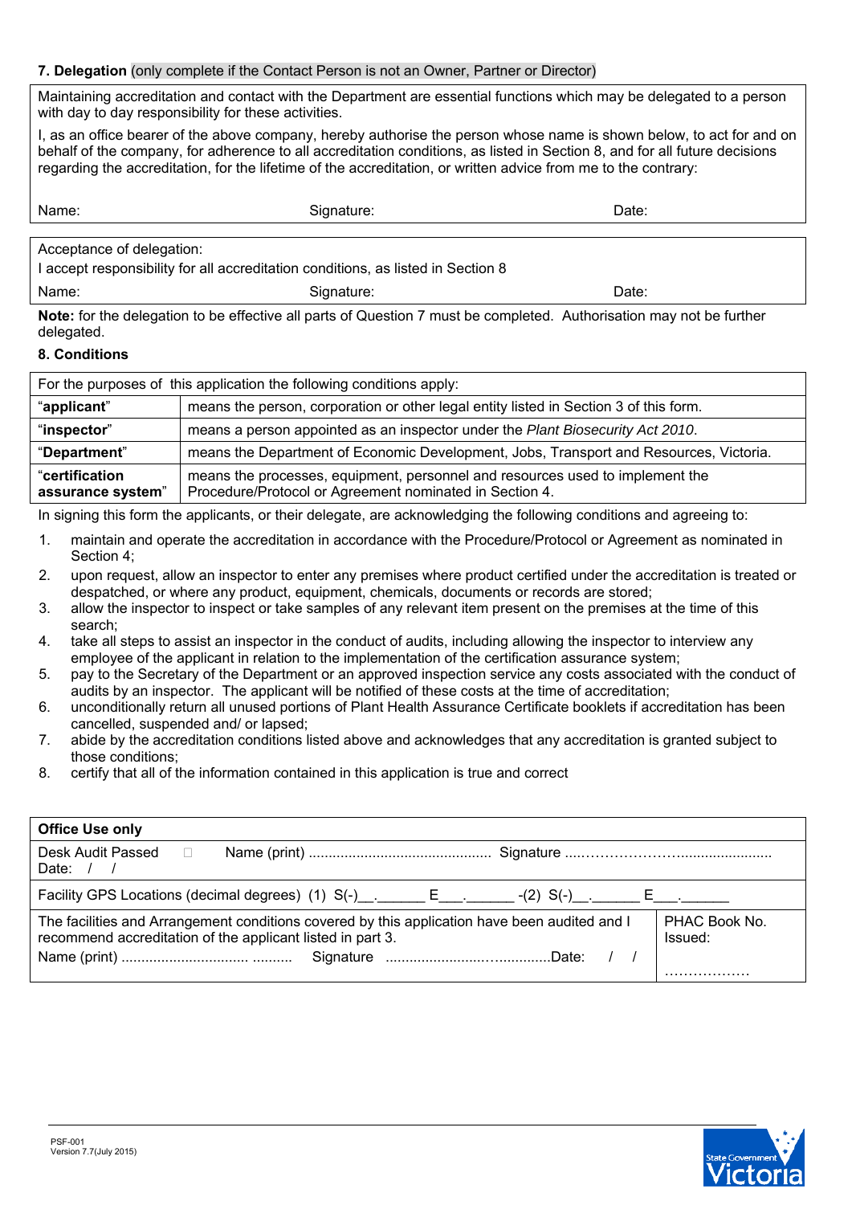**7. Delegation** (only complete if the Contact Person is not an Owner, Partner or Director)

Maintaining accreditation and contact with the Department are essential functions which may be delegated to a person with day to day responsibility for these activities.

I, as an office bearer of the above company, hereby authorise the person whose name is shown below, to act for and on behalf of the company, for adherence to all accreditation conditions, as listed in Section 8, and for all future decisions regarding the accreditation, for the lifetime of the accreditation, or written advice from me to the contrary:

Name: Signature: Date:

Acceptance of delegation:

I accept responsibility for all accreditation conditions, as listed in Section 8

Name: Signature: Date:

**Note:** for the delegation to be effective all parts of Question 7 must be completed. Authorisation may not be further delegated.

**8. Conditions**

| For the purposes of this application the following conditions apply: | |
|---|---|
| "**applicant**" | means the person, corporation or other legal entity listed in Section 3 of this form. |
| "**inspector**" | means a person appointed as an inspector under the *Plant Biosecurity Act 2010*. |
| "**Department**" | means the Department of Economic Development, Jobs, Transport and Resources, Victoria. |
| "**certification assurance system**" | means the processes, equipment, personnel and resources used to implement the Procedure/Protocol or Agreement nominated in Section 4. |

In signing this form the applicants, or their delegate, are acknowledging the following conditions and agreeing to:

1. maintain and operate the accreditation in accordance with the Procedure/Protocol or Agreement as nominated in Section 4;
2. upon request, allow an inspector to enter any premises where product certified under the accreditation is treated or despatched, or where any product, equipment, chemicals, documents or records are stored;
3. allow the inspector to inspect or take samples of any relevant item present on the premises at the time of this search;
4. take all steps to assist an inspector in the conduct of audits, including allowing the inspector to interview any employee of the applicant in relation to the implementation of the certification assurance system;
5. pay to the Secretary of the Department or an approved inspection service any costs associated with the conduct of audits by an inspector. The applicant will be notified of these costs at the time of accreditation;
6. unconditionally return all unused portions of Plant Health Assurance Certificate booklets if accreditation has been cancelled, suspended and/ or lapsed;
7. abide by the accreditation conditions listed above and acknowledges that any accreditation is granted subject to those conditions;
8. certify that all of the information contained in this application is true and correct

| **Office Use only** | |
|---|---|
| Desk Audit Passed ☐ Name (print) ............................................. Signature ....……………………..................... Date: / / | |
| Facility GPS Locations (decimal degrees) (1) S(-)__.______ E___.______ -(2) S(-)__.______ E___.______ | |
| The facilities and Arrangement conditions covered by this application have been audited and I recommend accreditation of the applicant listed in part 3. Name (print) .............................. .......... Signature ........................…............Date: / / | PHAC Book No. Issued: ……………… |

PSF-001
Version 7.7(July 2015)